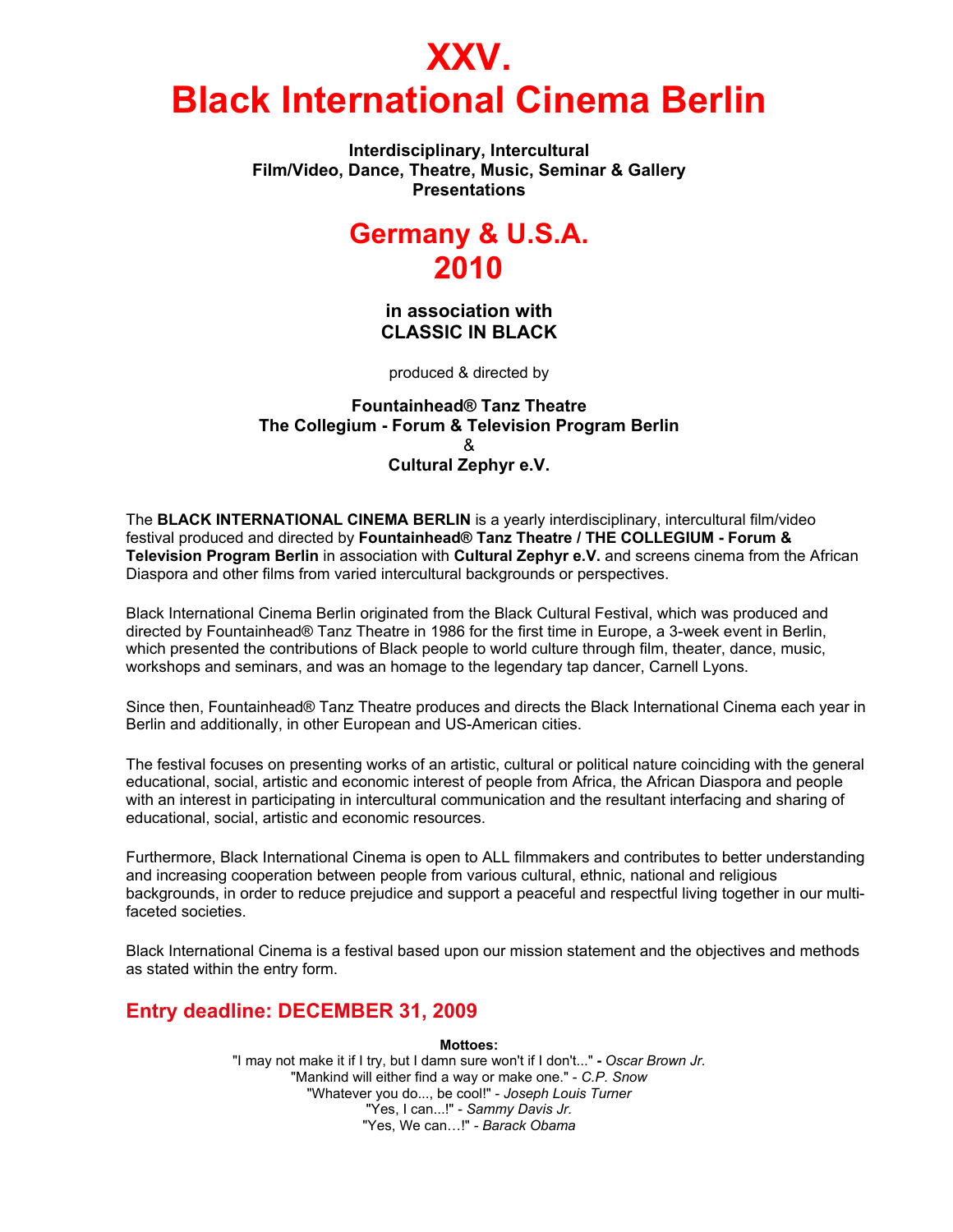# XXV.
# Black International Cinema Berlin

**Interdisciplinary, Intercultural**
**Film/Video, Dance, Theatre, Music, Seminar & Gallery Presentations**

## Germany & U.S.A.
## 2010

**in association with**
**CLASSIC IN BLACK**

produced & directed by

**Fountainhead® Tanz Theatre**
**The Collegium - Forum & Television Program Berlin**
&
**Cultural Zephyr e.V.**

The **BLACK INTERNATIONAL CINEMA BERLIN** is a yearly interdisciplinary, intercultural film/video festival produced and directed by **Fountainhead® Tanz Theatre / THE COLLEGIUM - Forum & Television Program Berlin** in association with **Cultural Zephyr e.V.** and screens cinema from the African Diaspora and other films from varied intercultural backgrounds or perspectives.

Black International Cinema Berlin originated from the Black Cultural Festival, which was produced and directed by Fountainhead® Tanz Theatre in 1986 for the first time in Europe, a 3-week event in Berlin, which presented the contributions of Black people to world culture through film, theater, dance, music, workshops and seminars, and was an homage to the legendary tap dancer, Carnell Lyons.

Since then, Fountainhead® Tanz Theatre produces and directs the Black International Cinema each year in Berlin and additionally, in other European and US-American cities.

The festival focuses on presenting works of an artistic, cultural or political nature coinciding with the general educational, social, artistic and economic interest of people from Africa, the African Diaspora and people with an interest in participating in intercultural communication and the resultant interfacing and sharing of educational, social, artistic and economic resources.

Furthermore, Black International Cinema is open to ALL filmmakers and contributes to better understanding and increasing cooperation between people from various cultural, ethnic, national and religious backgrounds, in order to reduce prejudice and support a peaceful and respectful living together in our multi-faceted societies.

Black International Cinema is a festival based upon our mission statement and the objectives and methods as stated within the entry form.

## Entry deadline: DECEMBER 31, 2009

**Mottoes:**

"I may not make it if I try, but I damn sure won't if I don't..." **-** *Oscar Brown Jr.*
"Mankind will either find a way or make one." - *C.P. Snow*
"Whatever you do..., be cool!" - *Joseph Louis Turner*
"Yes, I can...!" - *Sammy Davis Jr.*
"Yes, We can…!" - *Barack Obama*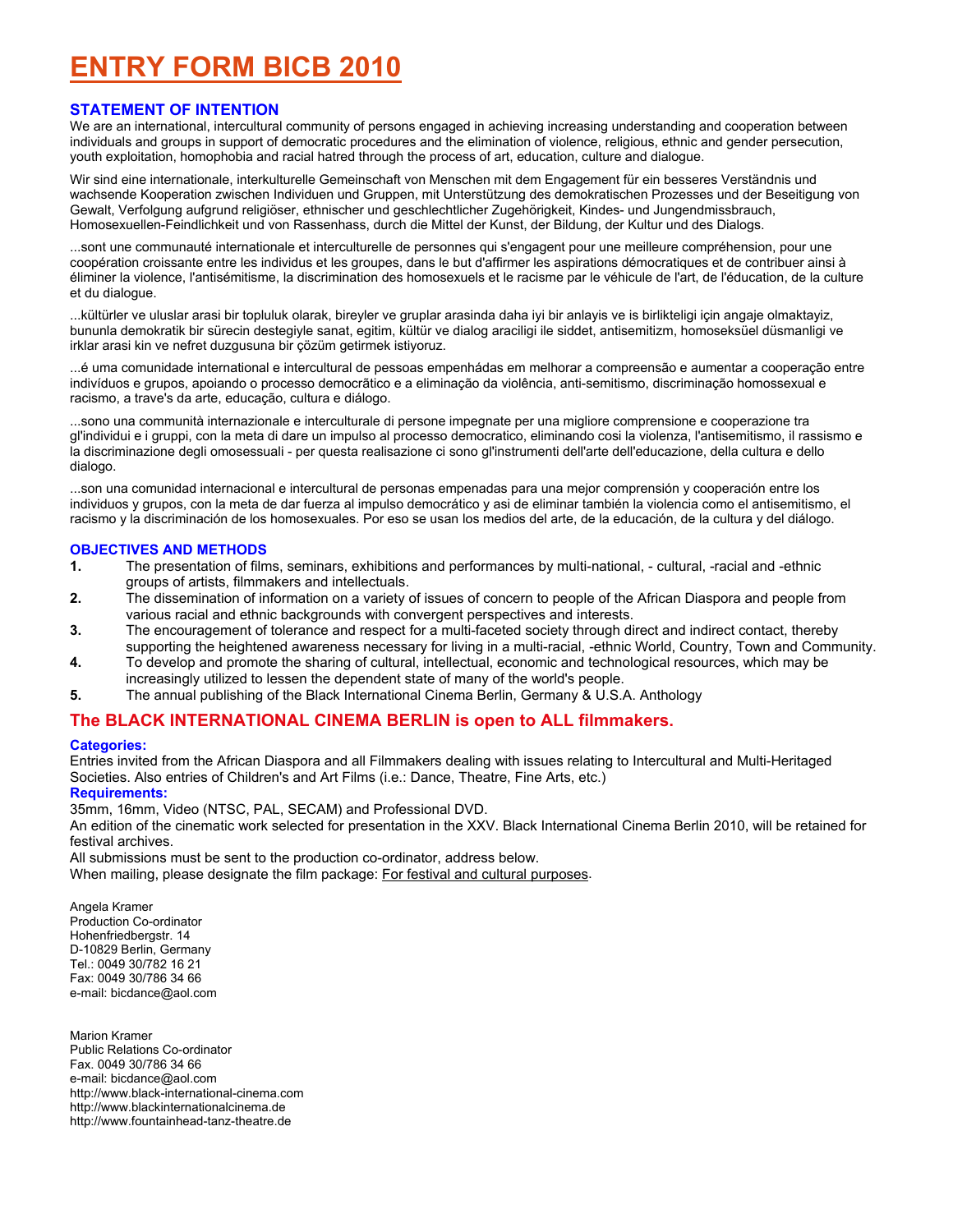# ENTRY FORM BICB 2010

### STATEMENT OF INTENTION

We are an international, intercultural community of persons engaged in achieving increasing understanding and cooperation between individuals and groups in support of democratic procedures and the elimination of violence, religious, ethnic and gender persecution, youth exploitation, homophobia and racial hatred through the process of art, education, culture and dialogue.

Wir sind eine internationale, interkulturelle Gemeinschaft von Menschen mit dem Engagement für ein besseres Verständnis und wachsende Kooperation zwischen Individuen und Gruppen, mit Unterstützung des demokratischen Prozesses und der Beseitigung von Gewalt, Verfolgung aufgrund religiöser, ethnischer und geschlechtlicher Zugehörigkeit, Kindes- und Jungendmissbrauch, Homosexuellen-Feindlichkeit und von Rassenhass, durch die Mittel der Kunst, der Bildung, der Kultur und des Dialogs.

...sont une communauté internationale et interculturelle de personnes qui s'engagent pour une meilleure compréhension, pour une coopération croissante entre les individus et les groupes, dans le but d'affirmer les aspirations démocratiques et de contribuer ainsi à éliminer la violence, l'antisémitisme, la discrimination des homosexuels et le racisme par le véhicule de l'art, de l'éducation, de la culture et du dialogue.

...kültürler ve uluslar arasi bir topluluk olarak, bireyler ve gruplar arasinda daha iyi bir anlayis ve is birlikteligi için angaje olmaktayiz, bununla demokratik bir sürecin destegiyle sanat, egitim, kültür ve dialog araciligi ile siddet, antisemitizm, homoseksüel düsmanligi ve irklar arasi kin ve nefret duzgusuna bir çözüm getirmek istiyoruz.

...é uma comunidade international e intercultural de pessoas empenhádas em melhorar a compreensão e aumentar a cooperação entre indivíduos e grupos, apoiando o processo democrãtico e a eliminação da violência, anti-semitismo, discriminação homossexual e racismo, a trave's da arte, educação, cultura e diálogo.

...sono una communità internazionale e interculturale di persone impegnate per una migliore comprensione e cooperazione tra gl'individui e i gruppi, con la meta di dare un impulso al processo democratico, eliminando cosi la violenza, l'antisemitismo, il rassismo e la discriminazione degli omosessuali - per questa realisazione ci sono gl'instrumenti dell'arte dell'educazione, della cultura e dello dialogo.

...son una comunidad internacional e intercultural de personas empenadas para una mejor comprensión y cooperación entre los individuos y grupos, con la meta de dar fuerza al impulso democrático y asi de eliminar también la violencia como el antisemitismo, el racismo y la discriminación de los homosexuales. Por eso se usan los medios del arte, de la educación, de la cultura y del diálogo.

### OBJECTIVES AND METHODS

1. The presentation of films, seminars, exhibitions and performances by multi-national, - cultural, -racial and -ethnic groups of artists, filmmakers and intellectuals.
2. The dissemination of information on a variety of issues of concern to people of the African Diaspora and people from various racial and ethnic backgrounds with convergent perspectives and interests.
3. The encouragement of tolerance and respect for a multi-faceted society through direct and indirect contact, thereby supporting the heightened awareness necessary for living in a multi-racial, -ethnic World, Country, Town and Community.
4. To develop and promote the sharing of cultural, intellectual, economic and technological resources, which may be increasingly utilized to lessen the dependent state of many of the world's people.
5. The annual publishing of the Black International Cinema Berlin, Germany & U.S.A. Anthology

## The BLACK INTERNATIONAL CINEMA BERLIN is open to ALL filmmakers.

**Categories:**
Entries invited from the African Diaspora and all Filmmakers dealing with issues relating to Intercultural and Multi-Heritaged Societies. Also entries of Children's and Art Films (i.e.: Dance, Theatre, Fine Arts, etc.)

**Requirements:**
35mm, 16mm, Video (NTSC, PAL, SECAM) and Professional DVD.
An edition of the cinematic work selected for presentation in the XXV. Black International Cinema Berlin 2010, will be retained for festival archives.
All submissions must be sent to the production co-ordinator, address below.
When mailing, please designate the film package: For festival and cultural purposes.

Angela Kramer
Production Co-ordinator
Hohenfriedbergstr. 14
D-10829 Berlin, Germany
Tel.: 0049 30/782 16 21
Fax: 0049 30/786 34 66
e-mail: bicdance@aol.com

Marion Kramer
Public Relations Co-ordinator
Fax. 0049 30/786 34 66
e-mail: bicdance@aol.com
http://www.black-international-cinema.com
http://www.blackinternationalcinema.de
http://www.fountainhead-tanz-theatre.de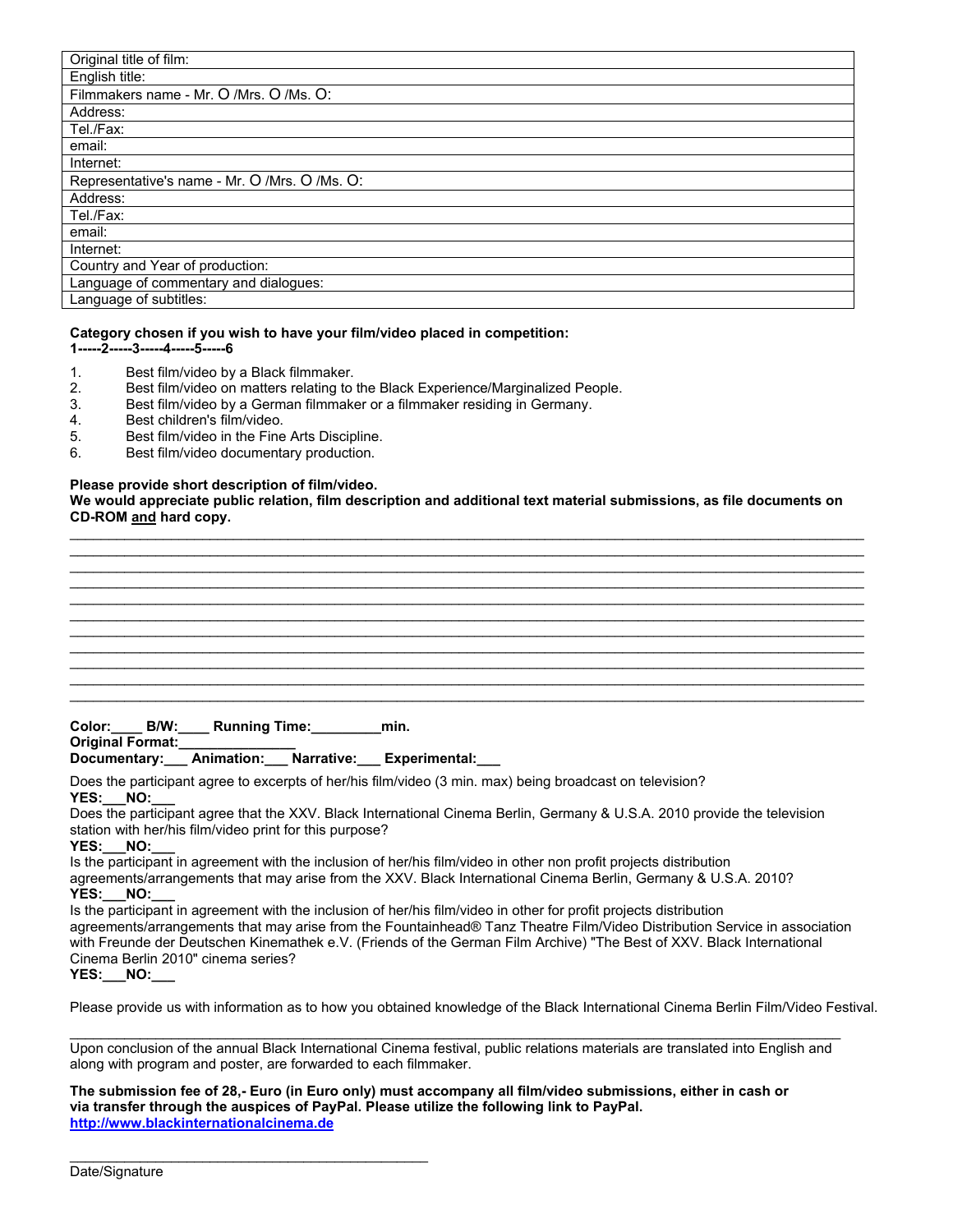| |
|---|
| Original title of film: |
| English title: |
| Filmmakers name - Mr. O /Mrs. O /Ms. O: |
| Address: |
| Tel./Fax: |
| email: |
| Internet: |
| Representative's name - Mr. O /Mrs. O /Ms. O: |
| Address: |
| Tel./Fax: |
| email: |
| Internet: |
| Country and Year of production: |
| Language of commentary and dialogues: |
| Language of subtitles: |

**Category chosen if you wish to have your film/video placed in competition:**
**1-----2-----3-----4-----5-----6**

1. Best film/video by a Black filmmaker.
2. Best film/video on matters relating to the Black Experience/Marginalized People.
3. Best film/video by a German filmmaker or a filmmaker residing in Germany.
4. Best children's film/video.
5. Best film/video in the Fine Arts Discipline.
6. Best film/video documentary production.

**Please provide short description of film/video.**
**We would appreciate public relation, film description and additional text material submissions, as file documents on CD-ROM and hard copy.**

______________________________________________________________________________________
______________________________________________________________________________________
______________________________________________________________________________________
______________________________________________________________________________________
______________________________________________________________________________________
______________________________________________________________________________________
______________________________________________________________________________________
______________________________________________________________________________________
______________________________________________________________________________________
______________________________________________________________________________________
______________________________________________________________________________________

**Color:____ B/W:____ Running Time:_________min.**
**Original Format:_______________**
**Documentary:___ Animation:___ Narrative:___ Experimental:___**

Does the participant agree to excerpts of her/his film/video (3 min. max) being broadcast on television?
**YES:___NO:___**

Does the participant agree that the XXV. Black International Cinema Berlin, Germany & U.S.A. 2010 provide the television station with her/his film/video print for this purpose?
**YES:___NO:___**

Is the participant in agreement with the inclusion of her/his film/video in other non profit projects distribution agreements/arrangements that may arise from the XXV. Black International Cinema Berlin, Germany & U.S.A. 2010?
**YES:___NO:___**

Is the participant in agreement with the inclusion of her/his film/video in other for profit projects distribution agreements/arrangements that may arise from the Fountainhead® Tanz Theatre Film/Video Distribution Service in association with Freunde der Deutschen Kinemathek e.V. (Friends of the German Film Archive) "The Best of XXV. Black International Cinema Berlin 2010" cinema series?
**YES:___NO:___**

Please provide us with information as to how you obtained knowledge of the Black International Cinema Berlin Film/Video Festival.

______________________________________________________________________________________

Upon conclusion of the annual Black International Cinema festival, public relations materials are translated into English and along with program and poster, are forwarded to each filmmaker.

**The submission fee of 28,- Euro (in Euro only) must accompany all film/video submissions, either in cash or via transfer through the auspices of PayPal. Please utilize the following link to PayPal.**
**http://www.blackinternationalcinema.de**

_______________________________________________
Date/Signature